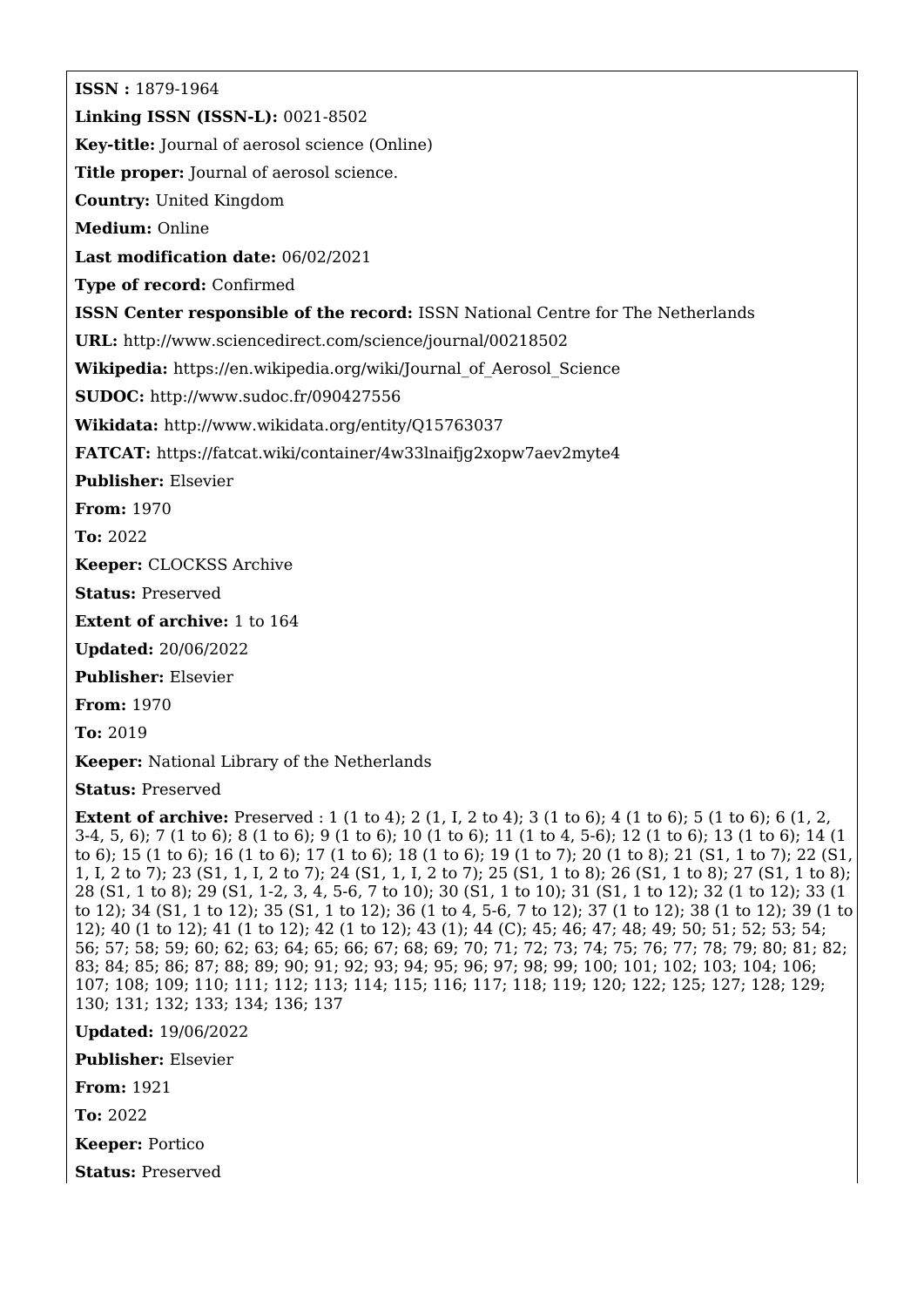**ISSN :** 1879-1964

**Linking ISSN (ISSN-L):** 0021-8502

**Key-title:** Journal of aerosol science (Online)

**Title proper:** Journal of aerosol science.

**Country:** United Kingdom

**Medium:** Online

**Last modification date:** 06/02/2021

**Type of record:** Confirmed

**ISSN Center responsible of the record:** ISSN National Centre for The Netherlands

**URL:** http://www.sciencedirect.com/science/journal/00218502

**Wikipedia:** https://en.wikipedia.org/wiki/Journal_of_Aerosol_Science

**SUDOC:** http://www.sudoc.fr/090427556

**Wikidata:** http://www.wikidata.org/entity/Q15763037

**FATCAT:** https://fatcat.wiki/container/4w33lnaifjg2xopw7aev2myte4

**Publisher:** Elsevier

**From:** 1970

**To:** 2022

**Keeper:** CLOCKSS Archive

**Status:** Preserved

**Extent of archive:** 1 to 164

**Updated:** 20/06/2022

**Publisher:** Elsevier

**From:** 1970

**To:** 2019

**Keeper:** National Library of the Netherlands

**Status:** Preserved

**Extent of archive:** Preserved : 1 (1 to 4); 2 (1, I, 2 to 4); 3 (1 to 6); 4 (1 to 6); 5 (1 to 6); 6 (1, 2, 3-4, 5, 6); 7 (1 to 6); 8 (1 to 6); 9 (1 to 6); 10 (1 to 6); 11 (1 to 4, 5-6); 12 (1 to 6); 13 (1 to 6); 14 (1 to 6); 15 (1 to 6); 16 (1 to 6); 17 (1 to 6); 18 (1 to 6); 19 (1 to 7); 20 (1 to 8); 21 (S1, 1 to 7); 22 (S1, 1, I, 2 to 7); 23 (S1, 1, I, 2 to 7); 24 (S1, 1, I, 2 to 7); 25 (S1, 1 to 8); 26 (S1, 1 to 8); 27 (S1, 1 to 8); 28 (S1, 1 to 8); 29 (S1, 1-2, 3, 4, 5-6, 7 to 10); 30 (S1, 1 to 10); 31 (S1, 1 to 12); 32 (1 to 12); 33 (1 to 12); 34 (S1, 1 to 12); 35 (S1, 1 to 12); 36 (1 to 4, 5-6, 7 to 12); 37 (1 to 12); 38 (1 to 12); 39 (1 to 12); 40 (1 to 12); 41 (1 to 12); 42 (1 to 12); 43 (1); 44 (C); 45; 46; 47; 48; 49; 50; 51; 52; 53; 54; 56; 57; 58; 59; 60; 62; 63; 64; 65; 66; 67; 68; 69; 70; 71; 72; 73; 74; 75; 76; 77; 78; 79; 80; 81; 82; 83; 84; 85; 86; 87; 88; 89; 90; 91; 92; 93; 94; 95; 96; 97; 98; 99; 100; 101; 102; 103; 104; 106; 107; 108; 109; 110; 111; 112; 113; 114; 115; 116; 117; 118; 119; 120; 122; 125; 127; 128; 129; 130; 131; 132; 133; 134; 136; 137

**Updated:** 19/06/2022

**Publisher:** Elsevier

**From:** 1921

**To:** 2022

**Keeper:** Portico

**Status:** Preserved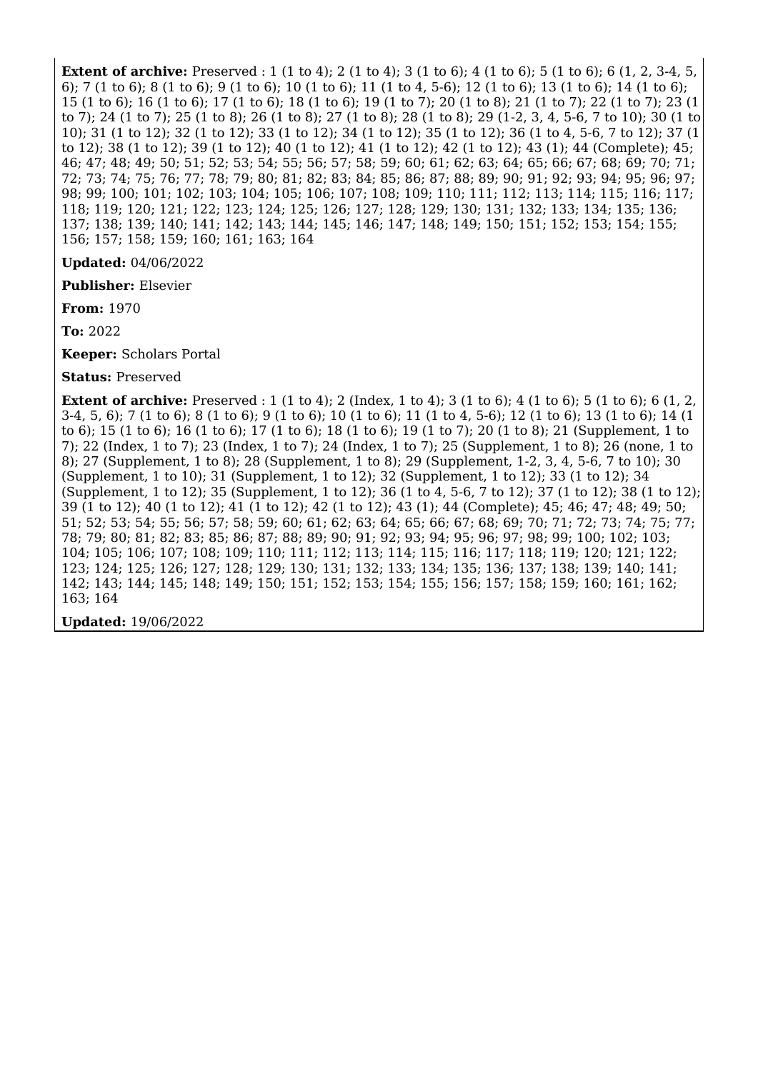**Extent of archive:** Preserved : 1 (1 to 4); 2 (1 to 4); 3 (1 to 6); 4 (1 to 6); 5 (1 to 6); 6 (1, 2, 3-4, 5, 6); 7 (1 to 6); 8 (1 to 6); 9 (1 to 6); 10 (1 to 6); 11 (1 to 4, 5-6); 12 (1 to 6); 13 (1 to 6); 14 (1 to 6); 15 (1 to 6); 16 (1 to 6); 17 (1 to 6); 18 (1 to 6); 19 (1 to 7); 20 (1 to 8); 21 (1 to 7); 22 (1 to 7); 23 (1 to 7); 24 (1 to 7); 25 (1 to 8); 26 (1 to 8); 27 (1 to 8); 28 (1 to 8); 29 (1-2, 3, 4, 5-6, 7 to 10); 30 (1 to 10); 31 (1 to 12); 32 (1 to 12); 33 (1 to 12); 34 (1 to 12); 35 (1 to 12); 36 (1 to 4, 5-6, 7 to 12); 37 (1 to 12); 38 (1 to 12); 39 (1 to 12); 40 (1 to 12); 41 (1 to 12); 42 (1 to 12); 43 (1); 44 (Complete); 45; 46; 47; 48; 49; 50; 51; 52; 53; 54; 55; 56; 57; 58; 59; 60; 61; 62; 63; 64; 65; 66; 67; 68; 69; 70; 71; 72; 73; 74; 75; 76; 77; 78; 79; 80; 81; 82; 83; 84; 85; 86; 87; 88; 89; 90; 91; 92; 93; 94; 95; 96; 97; 98; 99; 100; 101; 102; 103; 104; 105; 106; 107; 108; 109; 110; 111; 112; 113; 114; 115; 116; 117; 118; 119; 120; 121; 122; 123; 124; 125; 126; 127; 128; 129; 130; 131; 132; 133; 134; 135; 136; 137; 138; 139; 140; 141; 142; 143; 144; 145; 146; 147; 148; 149; 150; 151; 152; 153; 154; 155; 156; 157; 158; 159; 160; 161; 163; 164

**Updated:** 04/06/2022

**Publisher:** Elsevier

**From:** 1970

**To:** 2022

**Keeper:** Scholars Portal

**Status:** Preserved

**Extent of archive:** Preserved : 1 (1 to 4); 2 (Index, 1 to 4); 3 (1 to 6); 4 (1 to 6); 5 (1 to 6); 6 (1, 2, 3-4, 5, 6); 7 (1 to 6); 8 (1 to 6); 9 (1 to 6); 10 (1 to 6); 11 (1 to 4, 5-6); 12 (1 to 6); 13 (1 to 6); 14 (1 to 6); 15 (1 to 6); 16 (1 to 6); 17 (1 to 6); 18 (1 to 6); 19 (1 to 7); 20 (1 to 8); 21 (Supplement, 1 to 7); 22 (Index, 1 to 7); 23 (Index, 1 to 7); 24 (Index, 1 to 7); 25 (Supplement, 1 to 8); 26 (none, 1 to 8); 27 (Supplement, 1 to 8); 28 (Supplement, 1 to 8); 29 (Supplement, 1-2, 3, 4, 5-6, 7 to 10); 30 (Supplement, 1 to 10); 31 (Supplement, 1 to 12); 32 (Supplement, 1 to 12); 33 (1 to 12); 34 (Supplement, 1 to 12); 35 (Supplement, 1 to 12); 36 (1 to 4, 5-6, 7 to 12); 37 (1 to 12); 38 (1 to 12); 39 (1 to 12); 40 (1 to 12); 41 (1 to 12); 42 (1 to 12); 43 (1); 44 (Complete); 45; 46; 47; 48; 49; 50; 51; 52; 53; 54; 55; 56; 57; 58; 59; 60; 61; 62; 63; 64; 65; 66; 67; 68; 69; 70; 71; 72; 73; 74; 75; 77; 78; 79; 80; 81; 82; 83; 85; 86; 87; 88; 89; 90; 91; 92; 93; 94; 95; 96; 97; 98; 99; 100; 102; 103; 104; 105; 106; 107; 108; 109; 110; 111; 112; 113; 114; 115; 116; 117; 118; 119; 120; 121; 122; 123; 124; 125; 126; 127; 128; 129; 130; 131; 132; 133; 134; 135; 136; 137; 138; 139; 140; 141; 142; 143; 144; 145; 148; 149; 150; 151; 152; 153; 154; 155; 156; 157; 158; 159; 160; 161; 162; 163; 164

**Updated:** 19/06/2022